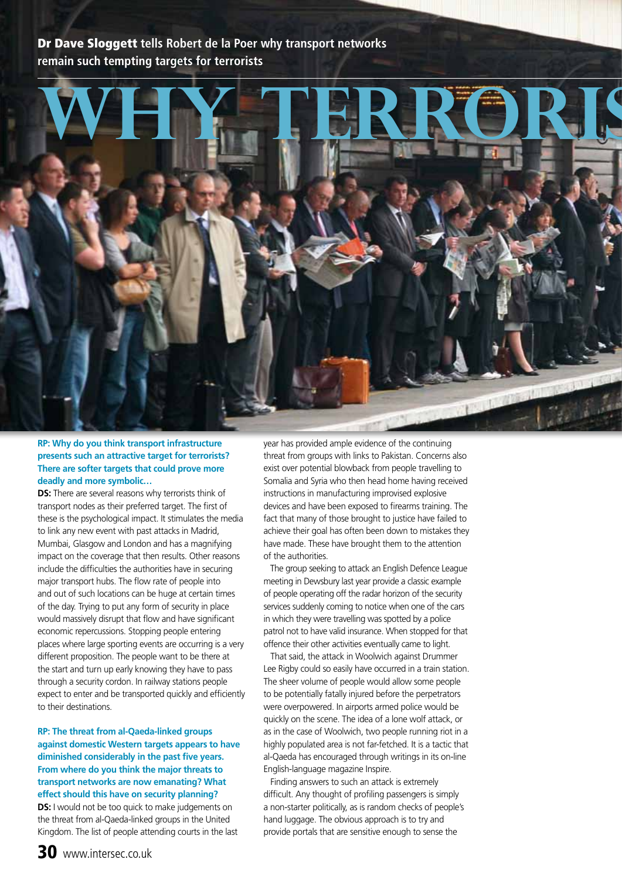**Dr Dave Sloggett** tells Robert de la Poer why transport networks remain such tempting targets for terrorists

# WHY TERRORIS

**RP: Why do you think transport infrastructure presents such an attractive target for terrorists? There are softer targets that could prove more deadly and more symbolic…**

**DS:** There are several reasons why terrorists think of transport nodes as their preferred target. The first of these is the psychological impact. It stimulates the media to link any new event with past attacks in Madrid, Mumbai, Glasgow and London and has a magnifying impact on the coverage that then results. Other reasons include the difficulties the authorities have in securing major transport hubs. The flow rate of people into and out of such locations can be huge at certain times of the day. Trying to put any form of security in place would massively disrupt that flow and have significant economic repercussions. Stopping people entering places where large sporting events are occurring is a very different proposition. The people want to be there at the start and turn up early knowing they have to pass through a security cordon. In railway stations people expect to enter and be transported quickly and efficiently to their destinations.

**RP: The threat from al-Qaeda-linked groups against domestic Western targets appears to have diminished considerably in the past five years. From where do you think the major threats to transport networks are now emanating? What effect should this have on security planning?**

**DS:** I would not be too quick to make judgements on the threat from al-Qaeda-linked groups in the United Kingdom. The list of people attending courts in the last year has provided ample evidence of the continuing threat from groups with links to Pakistan. Concerns also exist over potential blowback from people travelling to Somalia and Syria who then head home having received instructions in manufacturing improvised explosive devices and have been exposed to firearms training. The fact that many of those brought to justice have failed to achieve their goal has often been down to mistakes they have made. These have brought them to the attention of the authorities.

The group seeking to attack an English Defence League meeting in Dewsbury last year provide a classic example of people operating off the radar horizon of the security services suddenly coming to notice when one of the cars in which they were travelling was spotted by a police patrol not to have valid insurance. When stopped for that offence their other activities eventually came to light.

That said, the attack in Woolwich against Drummer Lee Rigby could so easily have occurred in a train station. The sheer volume of people would allow some people to be potentially fatally injured before the perpetrators were overpowered. In airports armed police would be quickly on the scene. The idea of a lone wolf attack, or as in the case of Woolwich, two people running riot in a highly populated area is not far-fetched. It is a tactic that al-Qaeda has encouraged through writings in its on-line English-language magazine Inspire.

Finding answers to such an attack is extremely difficult. Any thought of profiling passengers is simply a non-starter politically, as is random checks of people's hand luggage. The obvious approach is to try and provide portals that are sensitive enough to sense the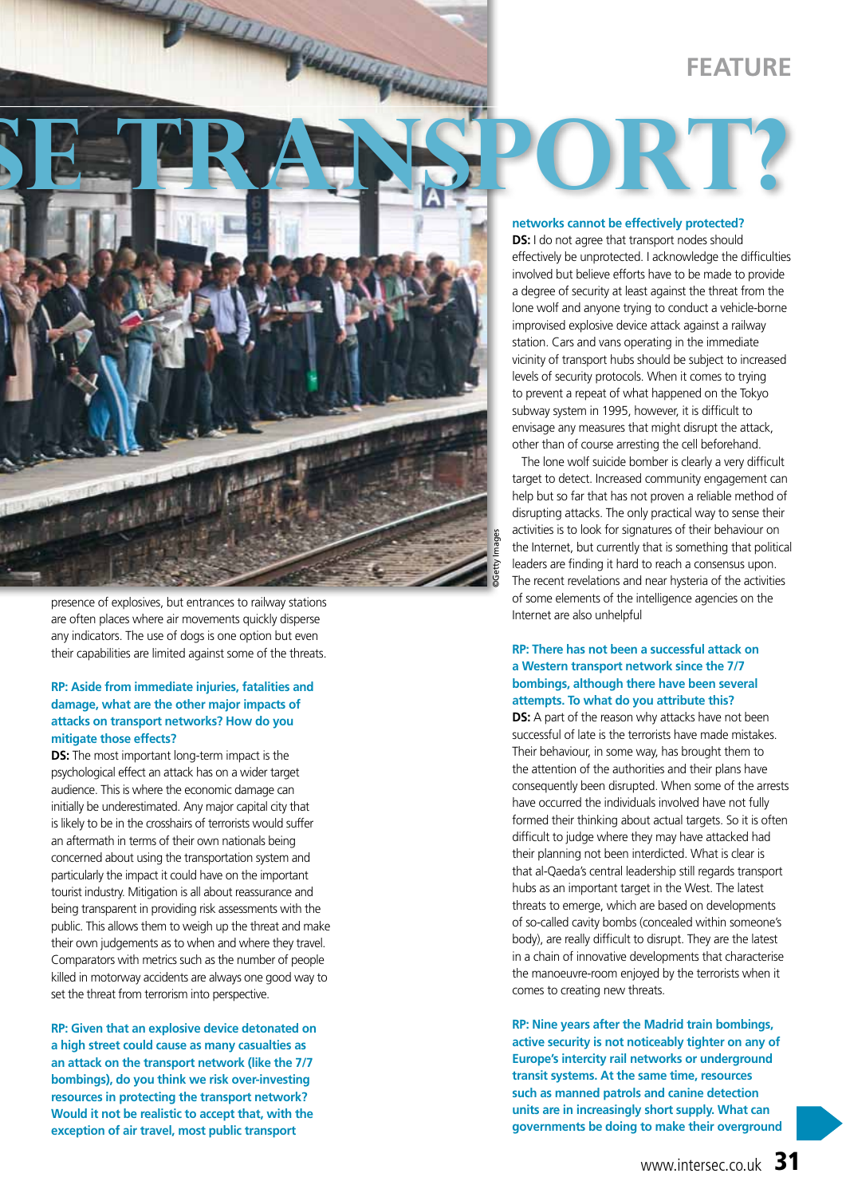SE TRANSPORT?

presence of explosives, but entrances to railway stations are often places where air movements quickly disperse any indicators. The use of dogs is one option but even their capabilities are limited against some of the threats.

**RP: Aside from immediate injuries, fatalities and damage, what are the other major impacts of attacks on transport networks? How do you mitigate those effects?**

**DS:** The most important long-term impact is the psychological effect an attack has on a wider target audience. This is where the economic damage can initially be underestimated. Any major capital city that is likely to be in the crosshairs of terrorists would suffer an aftermath in terms of their own nationals being concerned about using the transportation system and particularly the impact it could have on the important tourist industry. Mitigation is all about reassurance and being transparent in providing risk assessments with the public. This allows them to weigh up the threat and make their own judgements as to when and where they travel. Comparators with metrics such as the number of people killed in motorway accidents are always one good way to set the threat from terrorism into perspective.

**RP: Given that an explosive device detonated on a high street could cause as many casualties as an attack on the transport network (like the 7/7 bombings), do you think we risk over-investing resources in protecting the transport network? Would it not be realistic to accept that, with the exception of air travel, most public transport networks cannot be effectively protected?**

**DS:** I do not agree that transport nodes should effectively be unprotected. I acknowledge the difficulties involved but believe efforts have to be made to provide a degree of security at least against the threat from the lone wolf and anyone trying to conduct a vehicle-borne improvised explosive device attack against a railway station. Cars and vans operating in the immediate vicinity of transport hubs should be subject to increased levels of security protocols. When it comes to trying to prevent a repeat of what happened on the Tokyo subway system in 1995, however, it is difficult to envisage any measures that might disrupt the attack, other than of course arresting the cell beforehand.

The lone wolf suicide bomber is clearly a very difficult target to detect. Increased community engagement can help but so far that has not proven a reliable method of disrupting attacks. The only practical way to sense their activities is to look for signatures of their behaviour on the Internet, but currently that is something that political leaders are finding it hard to reach a consensus upon. The recent revelations and near hysteria of the activities of some elements of the intelligence agencies on the Internet are also unhelpful

**RP: There has not been a successful attack on a Western transport network since the 7/7 bombings, although there have been several attempts. To what do you attribute this?**

**DS:** A part of the reason why attacks have not been successful of late is the terrorists have made mistakes. Their behaviour, in some way, has brought them to the attention of the authorities and their plans have consequently been disrupted. When some of the arrests have occurred the individuals involved have not fully formed their thinking about actual targets. So it is often difficult to judge where they may have attacked had their planning not been interdicted. What is clear is that al-Qaeda's central leadership still regards transport hubs as an important target in the West. The latest threats to emerge, which are based on developments of so-called cavity bombs (concealed within someone's body), are really difficult to disrupt. They are the latest in a chain of innovative developments that characterise the manoeuvre-room enjoyed by the terrorists when it comes to creating new threats.

**RP: Nine years after the Madrid train bombings, active security is not noticeably tighter on any of Europe's intercity rail networks or underground transit systems. At the same time, resources such as manned patrols and canine detection units are in increasingly short supply. What can governments be doing to make their overground**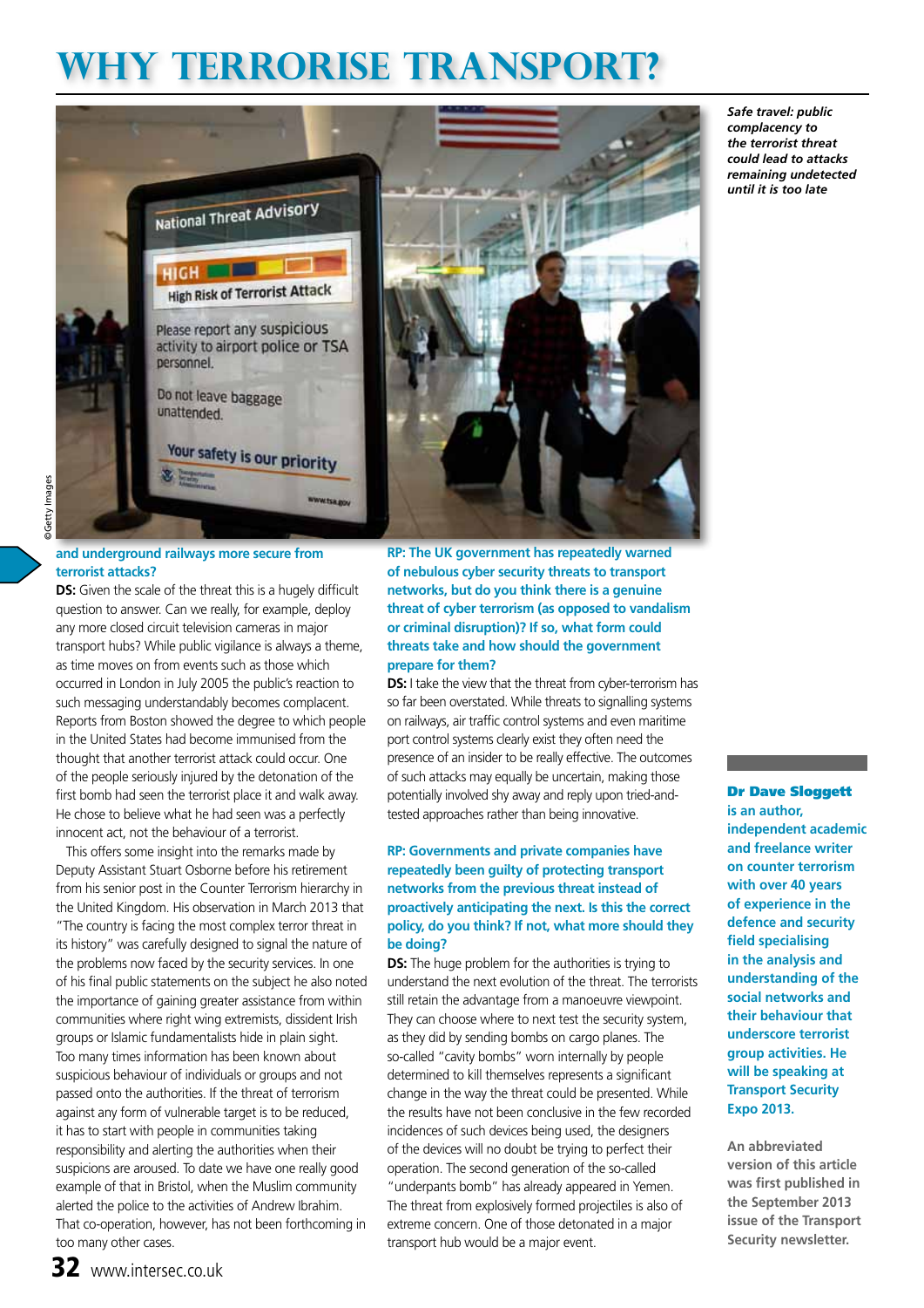# WHY TERRORISE TRANSPORT?

*Safe travel: public complacency to the terrorist threat could lead to attacks remaining undetected until it is too late*

**and underground railways more secure from terrorist attacks?**

**DS:** Given the scale of the threat this is a hugely difficult question to answer. Can we really, for example, deploy any more closed circuit television cameras in major transport hubs? While public vigilance is always a theme, as time moves on from events such as those which occurred in London in July 2005 the public's reaction to such messaging understandably becomes complacent. Reports from Boston showed the degree to which people in the United States had become immunised from the thought that another terrorist attack could occur. One of the people seriously injured by the detonation of the first bomb had seen the terrorist place it and walk away. He chose to believe what he had seen was a perfectly innocent act, not the behaviour of a terrorist.

This offers some insight into the remarks made by Deputy Assistant Stuart Osborne before his retirement from his senior post in the Counter Terrorism hierarchy in the United Kingdom. His observation in March 2013 that "The country is facing the most complex terror threat in its history" was carefully designed to signal the nature of the problems now faced by the security services. In one of his final public statements on the subject he also noted the importance of gaining greater assistance from within communities where right wing extremists, dissident Irish groups or Islamic fundamentalists hide in plain sight. Too many times information has been known about suspicious behaviour of individuals or groups and not passed onto the authorities. If the threat of terrorism against any form of vulnerable target is to be reduced, it has to start with people in communities taking responsibility and alerting the authorities when their suspicions are aroused. To date we have one really good example of that in Bristol, when the Muslim community alerted the police to the activities of Andrew Ibrahim. That co-operation, however, has not been forthcoming in too many other cases.

**RP: The UK government has repeatedly warned of nebulous cyber security threats to transport networks, but do you think there is a genuine threat of cyber terrorism (as opposed to vandalism or criminal disruption)? If so, what form could threats take and how should the government prepare for them?**

**DS:** I take the view that the threat from cyber-terrorism has so far been overstated. While threats to signalling systems on railways, air traffic control systems and even maritime port control systems clearly exist they often need the presence of an insider to be really effective. The outcomes of such attacks may equally be uncertain, making those potentially involved shy away and reply upon tried-and-tested approaches rather than being innovative.

**RP: Governments and private companies have repeatedly been guilty of protecting transport networks from the previous threat instead of proactively anticipating the next. Is this the correct policy, do you think? If not, what more should they be doing?**

**DS:** The huge problem for the authorities is trying to understand the next evolution of the threat. The terrorists still retain the advantage from a manoeuvre viewpoint. They can choose where to next test the security system, as they did by sending bombs on cargo planes. The so-called "cavity bombs" worn internally by people determined to kill themselves represents a significant change in the way the threat could be presented. While the results have not been conclusive in the few recorded incidences of such devices being used, the designers of the devices will no doubt be trying to perfect their operation. The second generation of the so-called "underpants bomb" has already appeared in Yemen. The threat from explosively formed projectiles is also of extreme concern. One of those detonated in a major transport hub would be a major event.

**Dr Dave Sloggett is an author, independent academic and freelance writer on counter terrorism with over 40 years of experience in the defence and security field specialising in the analysis and understanding of the social networks and their behaviour that underscore terrorist group activities. He will be speaking at Transport Security Expo 2013.**

**An abbreviated version of this article was first published in the September 2013 issue of the Transport Security newsletter.**